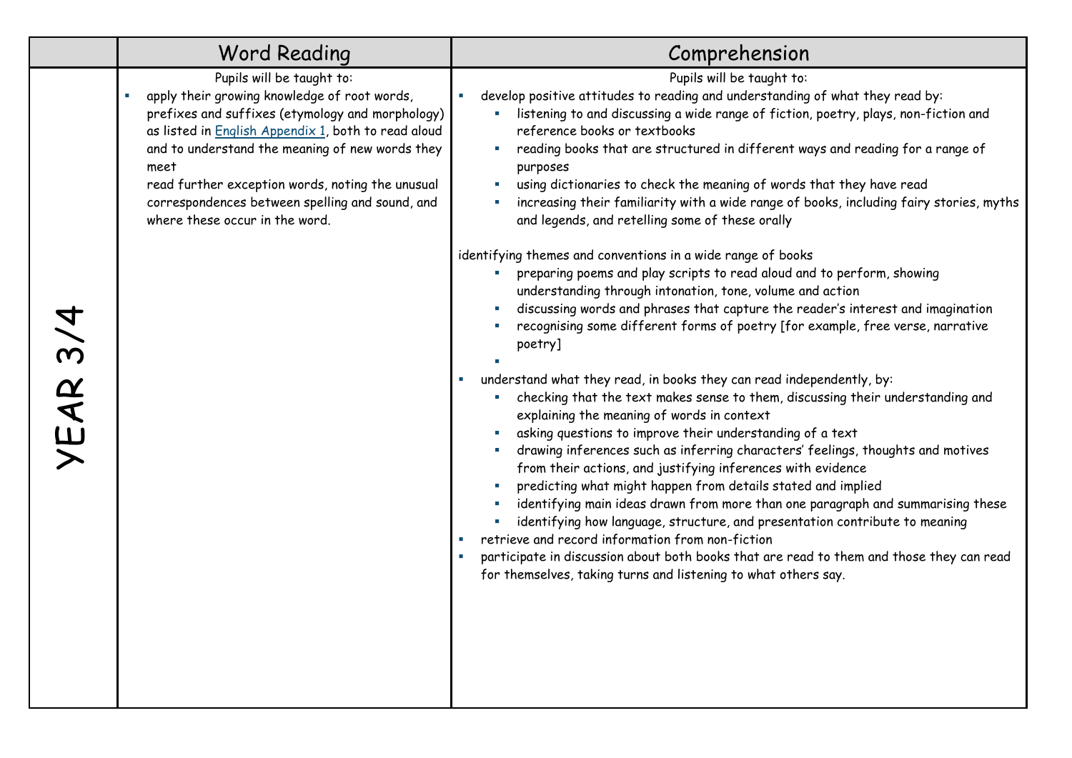| | Word Reading | Comprehension |
|---|---|---|
| YEAR 3/4 | Pupils will be taught to:<br>▪ apply their growing knowledge of root words, prefixes and suffixes (etymology and morphology) as listed in English Appendix 1, both to read aloud and to understand the meaning of new words they meet<br>read further exception words, noting the unusual correspondences between spelling and sound, and where these occur in the word. | Pupils will be taught to:<br>▪ develop positive attitudes to reading and understanding of what they read by:<br>&nbsp;&nbsp;&nbsp;&nbsp;▪ listening to and discussing a wide range of fiction, poetry, plays, non-fiction and reference books or textbooks<br>&nbsp;&nbsp;&nbsp;&nbsp;▪ reading books that are structured in different ways and reading for a range of purposes<br>&nbsp;&nbsp;&nbsp;&nbsp;▪ using dictionaries to check the meaning of words that they have read<br>&nbsp;&nbsp;&nbsp;&nbsp;▪ increasing their familiarity with a wide range of books, including fairy stories, myths and legends, and retelling some of these orally<br><br>identifying themes and conventions in a wide range of books<br>&nbsp;&nbsp;&nbsp;&nbsp;▪ preparing poems and play scripts to read aloud and to perform, showing understanding through intonation, tone, volume and action<br>&nbsp;&nbsp;&nbsp;&nbsp;▪ discussing words and phrases that capture the reader's interest and imagination<br>&nbsp;&nbsp;&nbsp;&nbsp;▪ recognising some different forms of poetry [for example, free verse, narrative poetry]<br>&nbsp;&nbsp;&nbsp;&nbsp;▪<br>▪ understand what they read, in books they can read independently, by:<br>&nbsp;&nbsp;&nbsp;&nbsp;▪ checking that the text makes sense to them, discussing their understanding and explaining the meaning of words in context<br>&nbsp;&nbsp;&nbsp;&nbsp;▪ asking questions to improve their understanding of a text<br>&nbsp;&nbsp;&nbsp;&nbsp;▪ drawing inferences such as inferring characters' feelings, thoughts and motives from their actions, and justifying inferences with evidence<br>&nbsp;&nbsp;&nbsp;&nbsp;▪ predicting what might happen from details stated and implied<br>&nbsp;&nbsp;&nbsp;&nbsp;▪ identifying main ideas drawn from more than one paragraph and summarising these<br>&nbsp;&nbsp;&nbsp;&nbsp;▪ identifying how language, structure, and presentation contribute to meaning<br>▪ retrieve and record information from non-fiction<br>▪ participate in discussion about both books that are read to them and those they can read for themselves, taking turns and listening to what others say. |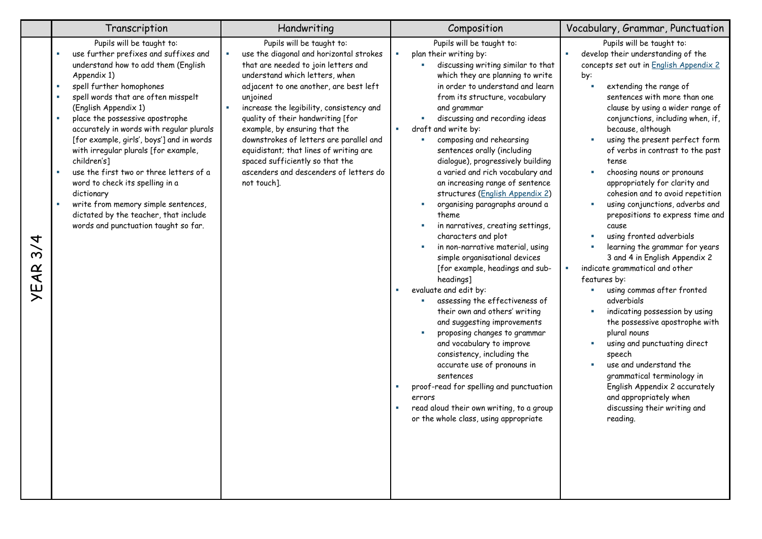| | Transcription | Handwriting | Composition | Vocabulary, Grammar, Punctuation |
|---|---|---|---|---|
| YEAR 3/4 | Pupils will be taught to:<br>▪ use further prefixes and suffixes and understand how to add them (English Appendix 1)<br>▪ spell further homophones<br>▪ spell words that are often misspelt (English Appendix 1)<br>▪ place the possessive apostrophe accurately in words with regular plurals [for example, girls', boys'] and in words with irregular plurals [for example, children's]<br>▪ use the first two or three letters of a word to check its spelling in a dictionary<br>▪ write from memory simple sentences, dictated by the teacher, that include words and punctuation taught so far. | Pupils will be taught to:<br>▪ use the diagonal and horizontal strokes that are needed to join letters and understand which letters, when adjacent to one another, are best left unjoined<br>▪ increase the legibility, consistency and quality of their handwriting [for example, by ensuring that the downstrokes of letters are parallel and equidistant; that lines of writing are spaced sufficiently so that the ascenders and descenders of letters do not touch]. | Pupils will be taught to:<br>▪ plan their writing by:<br>&nbsp;&nbsp;▪ discussing writing similar to that which they are planning to write in order to understand and learn from its structure, vocabulary and grammar<br>&nbsp;&nbsp;▪ discussing and recording ideas<br>▪ draft and write by:<br>&nbsp;&nbsp;▪ composing and rehearsing sentences orally (including dialogue), progressively building a varied and rich vocabulary and an increasing range of sentence structures (English Appendix 2)<br>&nbsp;&nbsp;▪ organising paragraphs around a theme<br>&nbsp;&nbsp;▪ in narratives, creating settings, characters and plot<br>&nbsp;&nbsp;▪ in non-narrative material, using simple organisational devices [for example, headings and sub-headings]<br>▪ evaluate and edit by:<br>&nbsp;&nbsp;▪ assessing the effectiveness of their own and others' writing and suggesting improvements<br>&nbsp;&nbsp;▪ proposing changes to grammar and vocabulary to improve consistency, including the accurate use of pronouns in sentences<br>▪ proof-read for spelling and punctuation errors<br>▪ read aloud their own writing, to a group or the whole class, using appropriate | Pupils will be taught to:<br>▪ develop their understanding of the concepts set out in English Appendix 2 by:<br>&nbsp;&nbsp;▪ extending the range of sentences with more than one clause by using a wider range of conjunctions, including when, if, because, although<br>&nbsp;&nbsp;▪ using the present perfect form of verbs in contrast to the past tense<br>&nbsp;&nbsp;▪ choosing nouns or pronouns appropriately for clarity and cohesion and to avoid repetition<br>&nbsp;&nbsp;▪ using conjunctions, adverbs and prepositions to express time and cause<br>&nbsp;&nbsp;▪ using fronted adverbials<br>&nbsp;&nbsp;▪ learning the grammar for years 3 and 4 in English Appendix 2<br>▪ indicate grammatical and other features by:<br>&nbsp;&nbsp;▪ using commas after fronted adverbials<br>&nbsp;&nbsp;▪ indicating possession by using the possessive apostrophe with plural nouns<br>&nbsp;&nbsp;▪ using and punctuating direct speech<br>&nbsp;&nbsp;▪ use and understand the grammatical terminology in English Appendix 2 accurately and appropriately when discussing their writing and reading. |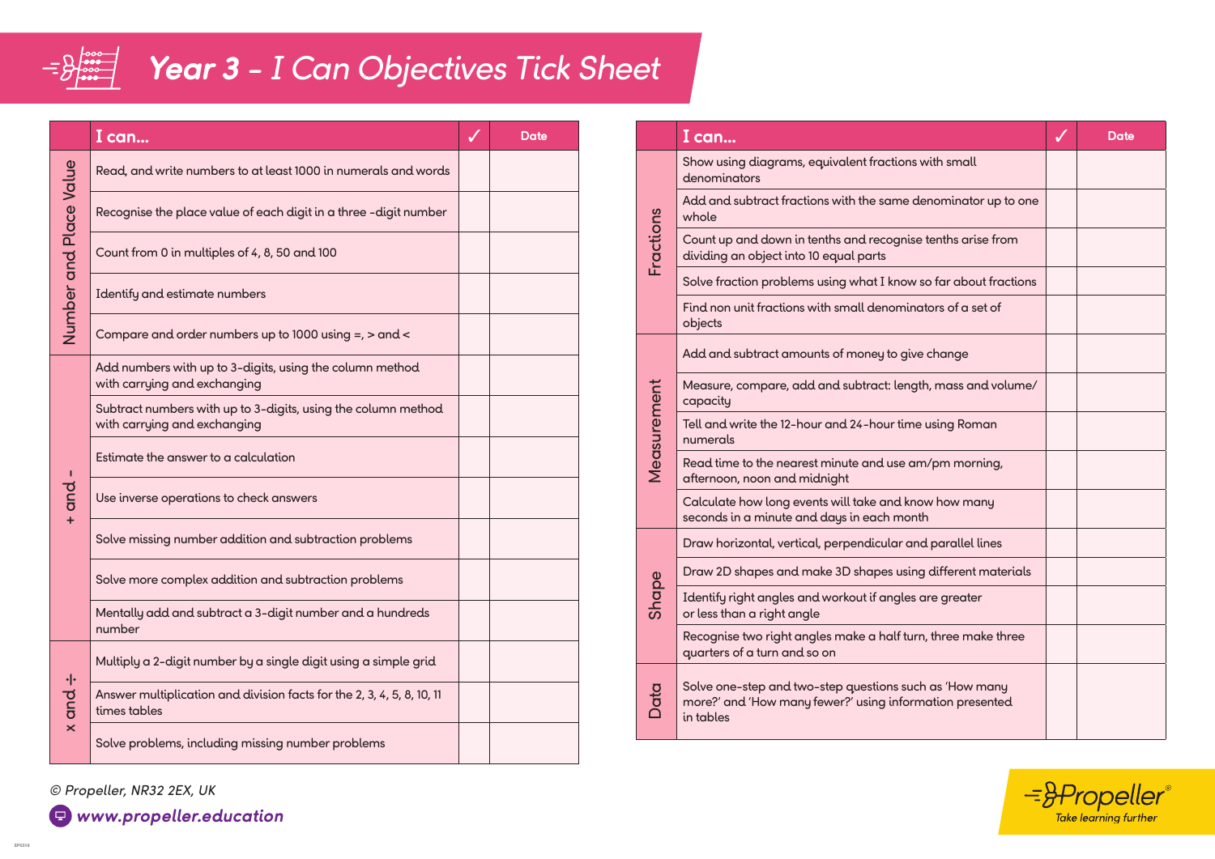# Year 3 – I Can Objectives Tick Sheet

| | I can... | ✓ | Date |
|---|---|---|---|
| Number and Place Value | Read, and write numbers to at least 1000 in numerals and words | | |
| | Recognise the place value of each digit in a three -digit number | | |
| | Count from 0 in multiples of 4, 8, 50 and 100 | | |
| | Identify and estimate numbers | | |
| | Compare and order numbers up to 1000 using =, > and < | | |
| + and - | Add numbers with up to 3-digits, using the column method with carrying and exchanging | | |
| | Subtract numbers with up to 3-digits, using the column method with carrying and exchanging | | |
| | Estimate the answer to a calculation | | |
| | Use inverse operations to check answers | | |
| | Solve missing number addition and subtraction problems | | |
| | Solve more complex addition and subtraction problems | | |
| | Mentally add and subtract a 3-digit number and a hundreds number | | |
| x and ÷ | Multiply a 2-digit number by a single digit using a simple grid | | |
| | Answer multiplication and division facts for the 2, 3, 4, 5, 8, 10, 11 times tables | | |
| | Solve problems, including missing number problems | | |

| | I can... | ✓ | Date |
|---|---|---|---|
| Fractions | Show using diagrams, equivalent fractions with small denominators | | |
| | Add and subtract fractions with the same denominator up to one whole | | |
| | Count up and down in tenths and recognise tenths arise from dividing an object into 10 equal parts | | |
| | Solve fraction problems using what I know so far about fractions | | |
| | Find non unit fractions with small denominators of a set of objects | | |
| Measurement | Add and subtract amounts of money to give change | | |
| | Measure, compare, add and subtract: length, mass and volume/ capacity | | |
| | Tell and write the 12-hour and 24-hour time using Roman numerals | | |
| | Read time to the nearest minute and use am/pm morning, afternoon, noon and midnight | | |
| | Calculate how long events will take and know how many seconds in a minute and days in each month | | |
| Shape | Draw horizontal, vertical, perpendicular and parallel lines | | |
| | Draw 2D shapes and make 3D shapes using different materials | | |
| | Identify right angles and workout if angles are greater or less than a right angle | | |
| | Recognise two right angles make a half turn, three make three quarters of a turn and so on | | |
| Data | Solve one-step and two-step questions such as 'How many more?' and 'How many fewer?' using information presented in tables | | |

*© Propeller, NR32 2EX, UK*

***www.propeller.education***

Propeller® *Take learning further*